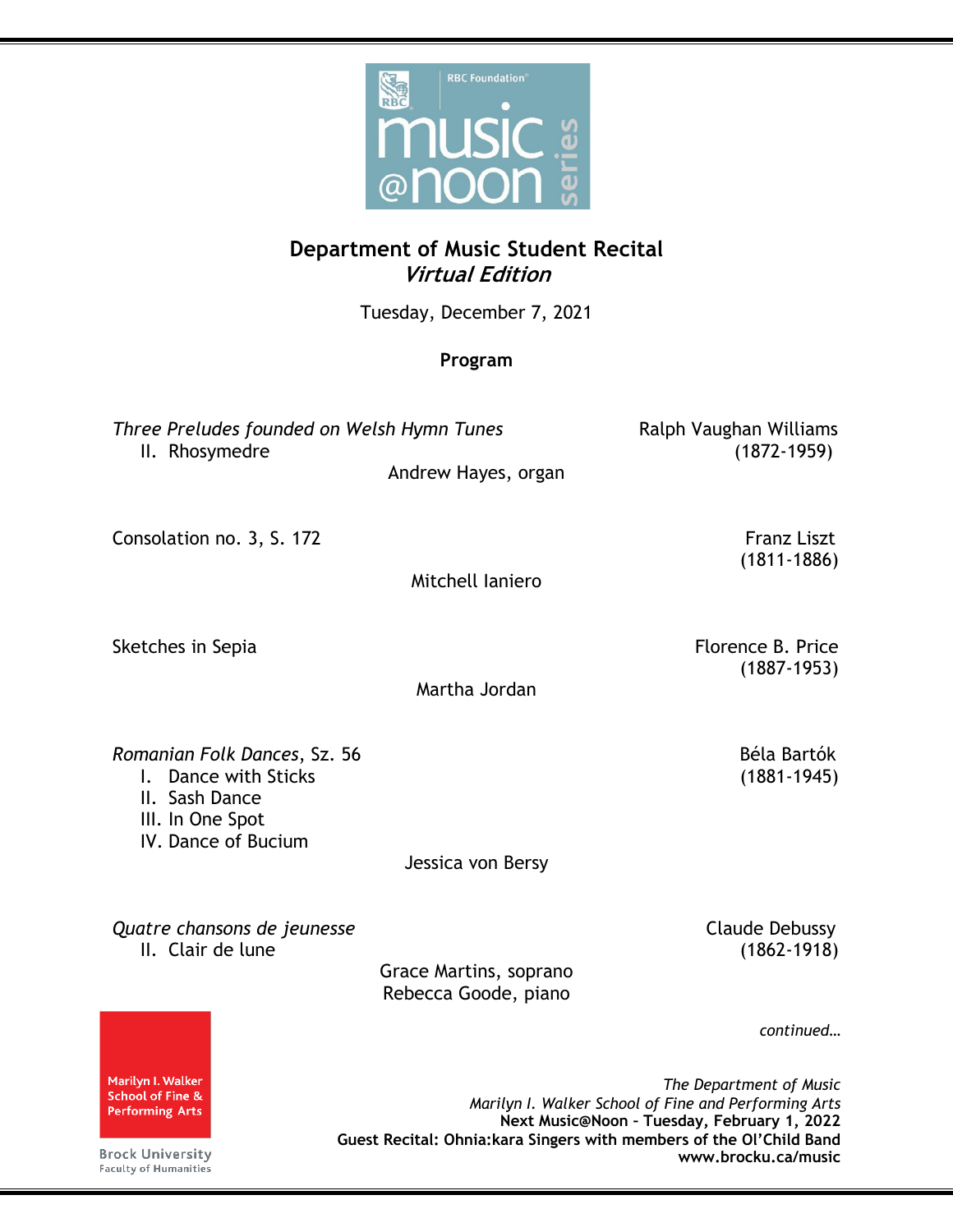RBC Foundation music@noon series

# Department of Music Student Recital
## *Virtual Edition*

Tuesday, December 7, 2021

**Program**

*Three Preludes founded on Welsh Hymn Tunes* — Ralph Vaughan Williams (1872-1959)
II. Rhosymedre

Andrew Hayes, organ

Consolation no. 3, S. 172 — Franz Liszt (1811-1886)

Mitchell Ianiero

Sketches in Sepia — Florence B. Price (1887-1953)

Martha Jordan

*Romanian Folk Dances*, Sz. 56 — Béla Bartók (1881-1945)
I. Dance with Sticks
II. Sash Dance
III. In One Spot
IV. Dance of Bucium

Jessica von Bersy

*Quatre chansons de jeunesse* — Claude Debussy (1862-1918)
II. Clair de lune

Grace Martins, soprano
Rebecca Goode, piano

*continued…*

Marilyn I. Walker School of Fine & Performing Arts
Brock University
Faculty of Humanities

*The Department of Music*
*Marilyn I. Walker School of Fine and Performing Arts*
**Next Music@Noon – Tuesday, February 1, 2022**
**Guest Recital: Ohnia:kara Singers with members of the Ol'Child Band**
**www.brocku.ca/music**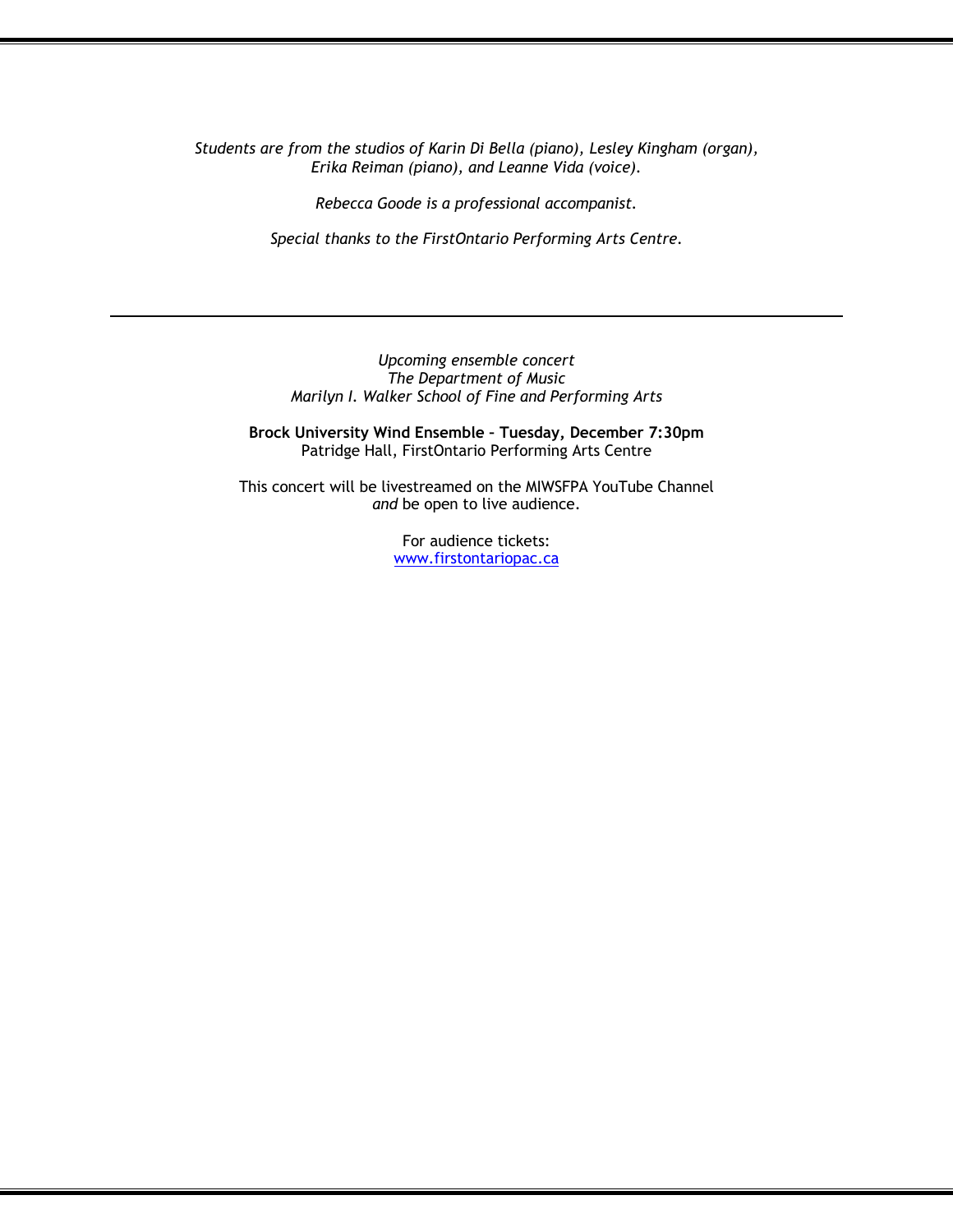*Students are from the studios of Karin Di Bella (piano), Lesley Kingham (organ), Erika Reiman (piano), and Leanne Vida (voice).*

*Rebecca Goode is a professional accompanist.*

*Special thanks to the FirstOntario Performing Arts Centre.*

---

*Upcoming ensemble concert*
*The Department of Music*
*Marilyn I. Walker School of Fine and Performing Arts*

**Brock University Wind Ensemble – Tuesday, December 7:30pm**
Patridge Hall, FirstOntario Performing Arts Centre

This concert will be livestreamed on the MIWSFPA YouTube Channel *and* be open to live audience.

For audience tickets:
www.firstontariopac.ca